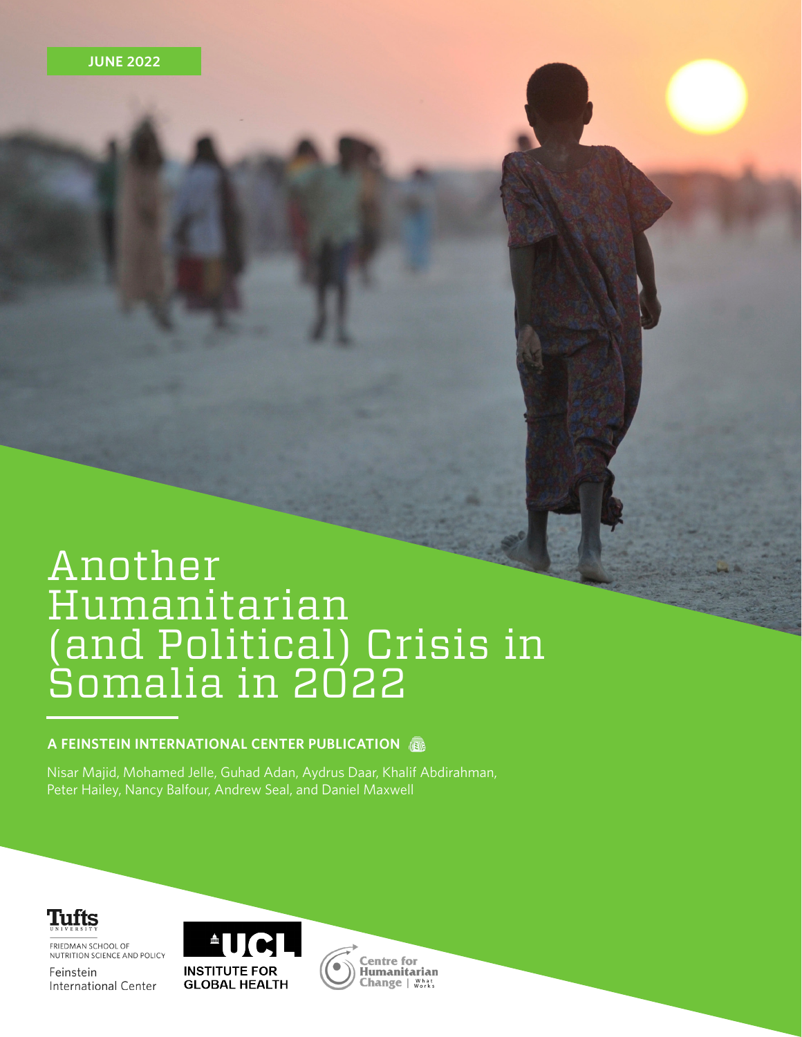JUNE 2022

# Another Humanitarian (and Political) Crisis in Somalia in 2022

**A FEINSTEIN INTERNATIONAL CENTER PUBLICATION**

Nisar Majid, Mohamed Jelle, Guhad Adan, Aydrus Daar, Khalif Abdirahman, Peter Hailey, Nancy Balfour, Andrew Seal, and Daniel Maxwell

Tufts University
Friedman School of Nutrition Science and Policy
Feinstein International Center

UCL Institute for Global Health

Centre for Humanitarian Change | What Works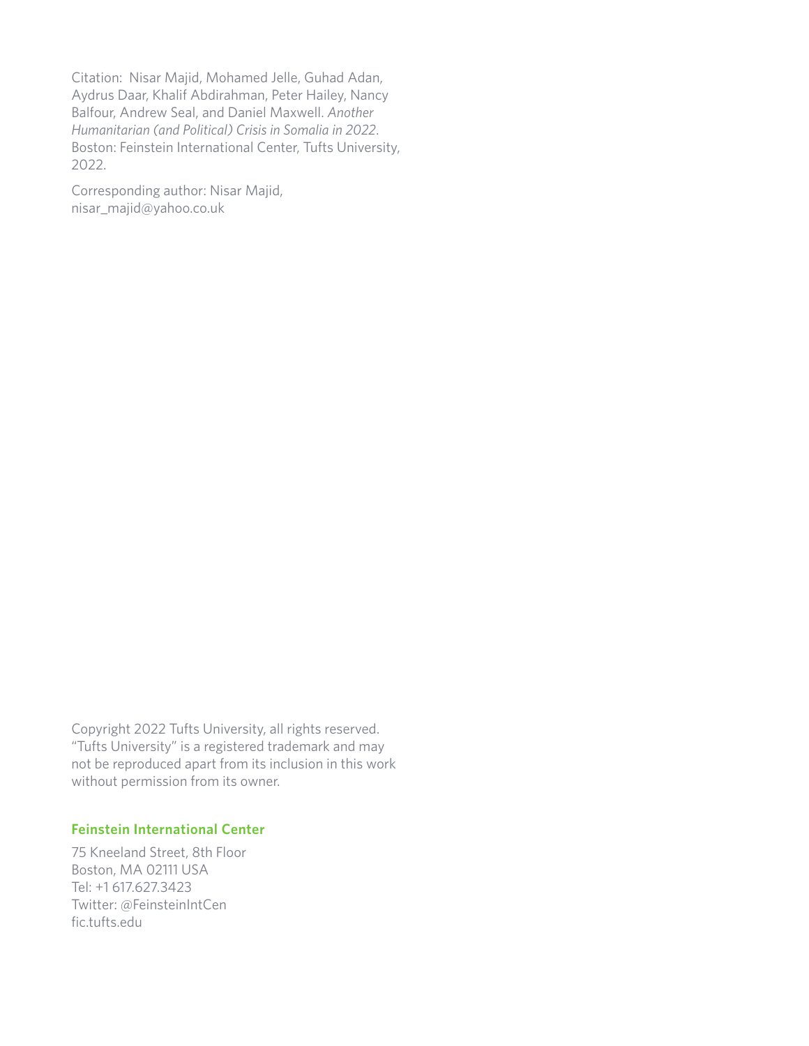Citation: Nisar Majid, Mohamed Jelle, Guhad Adan, Aydrus Daar, Khalif Abdirahman, Peter Hailey, Nancy Balfour, Andrew Seal, and Daniel Maxwell. *Another Humanitarian (and Political) Crisis in Somalia in 2022*. Boston: Feinstein International Center, Tufts University, 2022.

Corresponding author: Nisar Majid, nisar_majid@yahoo.co.uk

Copyright 2022 Tufts University, all rights reserved. "Tufts University" is a registered trademark and may not be reproduced apart from its inclusion in this work without permission from its owner.

**Feinstein International Center**

75 Kneeland Street, 8th Floor
Boston, MA 02111 USA
Tel: +1 617.627.3423
Twitter: @FeinsteinIntCen
fic.tufts.edu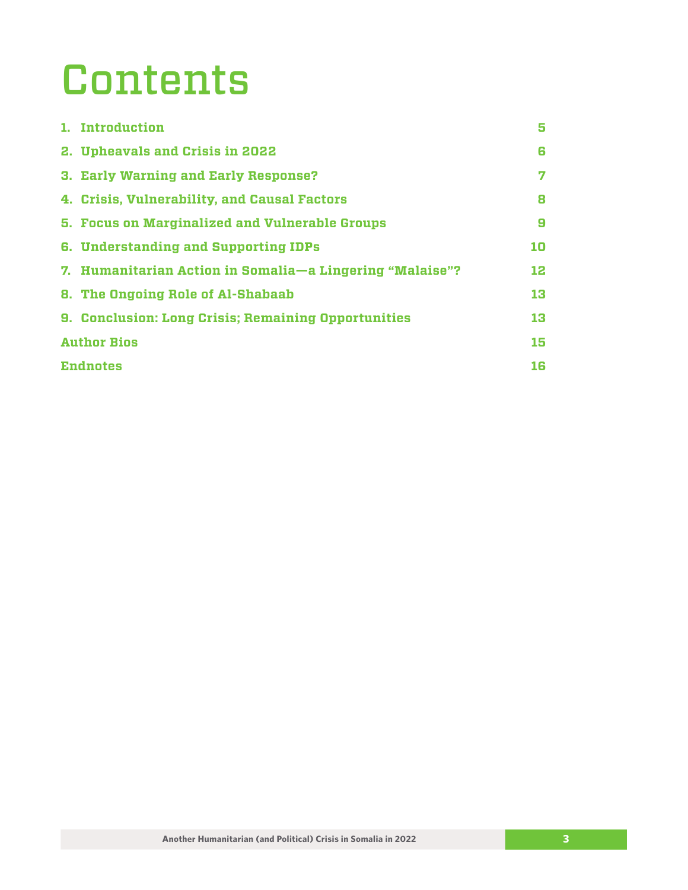# Contents

| | |
|---|---|
| 1. Introduction | 5 |
| 2. Upheavals and Crisis in 2022 | 6 |
| 3. Early Warning and Early Response? | 7 |
| 4. Crisis, Vulnerability, and Causal Factors | 8 |
| 5. Focus on Marginalized and Vulnerable Groups | 9 |
| 6. Understanding and Supporting IDPs | 10 |
| 7. Humanitarian Action in Somalia—a Lingering "Malaise"? | 12 |
| 8. The Ongoing Role of Al-Shabaab | 13 |
| 9. Conclusion: Long Crisis; Remaining Opportunities | 13 |
| Author Bios | 15 |
| Endnotes | 16 |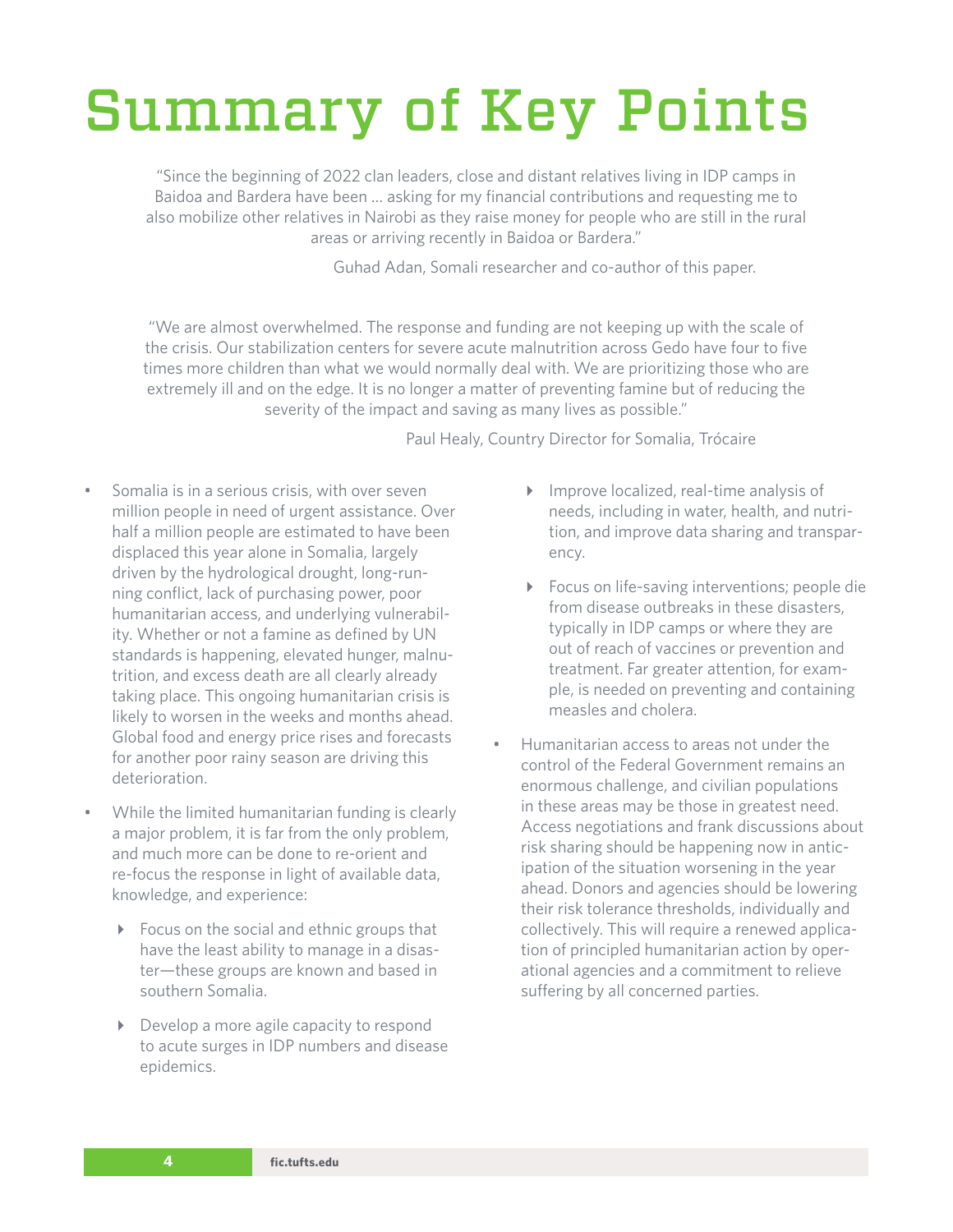# Summary of Key Points

> "Since the beginning of 2022 clan leaders, close and distant relatives living in IDP camps in Baidoa and Bardera have been … asking for my financial contributions and requesting me to also mobilize other relatives in Nairobi as they raise money for people who are still in the rural areas or arriving recently in Baidoa or Bardera."
>
> Guhad Adan, Somali researcher and co-author of this paper.

> "We are almost overwhelmed. The response and funding are not keeping up with the scale of the crisis. Our stabilization centers for severe acute malnutrition across Gedo have four to five times more children than what we would normally deal with. We are prioritizing those who are extremely ill and on the edge. It is no longer a matter of preventing famine but of reducing the severity of the impact and saving as many lives as possible."
>
> Paul Healy, Country Director for Somalia, Trócaire

- Somalia is in a serious crisis, with over seven million people in need of urgent assistance. Over half a million people are estimated to have been displaced this year alone in Somalia, largely driven by the hydrological drought, long-running conflict, lack of purchasing power, poor humanitarian access, and underlying vulnerability. Whether or not a famine as defined by UN standards is happening, elevated hunger, malnutrition, and excess death are all clearly already taking place. This ongoing humanitarian crisis is likely to worsen in the weeks and months ahead. Global food and energy price rises and forecasts for another poor rainy season are driving this deterioration.
- While the limited humanitarian funding is clearly a major problem, it is far from the only problem, and much more can be done to re-orient and re-focus the response in light of available data, knowledge, and experience:
  - Focus on the social and ethnic groups that have the least ability to manage in a disaster—these groups are known and based in southern Somalia.
  - Develop a more agile capacity to respond to acute surges in IDP numbers and disease epidemics.
  - Improve localized, real-time analysis of needs, including in water, health, and nutrition, and improve data sharing and transparency.
  - Focus on life-saving interventions; people die from disease outbreaks in these disasters, typically in IDP camps or where they are out of reach of vaccines or prevention and treatment. Far greater attention, for example, is needed on preventing and containing measles and cholera.
- Humanitarian access to areas not under the control of the Federal Government remains an enormous challenge, and civilian populations in these areas may be those in greatest need. Access negotiations and frank discussions about risk sharing should be happening now in anticipation of the situation worsening in the year ahead. Donors and agencies should be lowering their risk tolerance thresholds, individually and collectively. This will require a renewed application of principled humanitarian action by operational agencies and a commitment to relieve suffering by all concerned parties.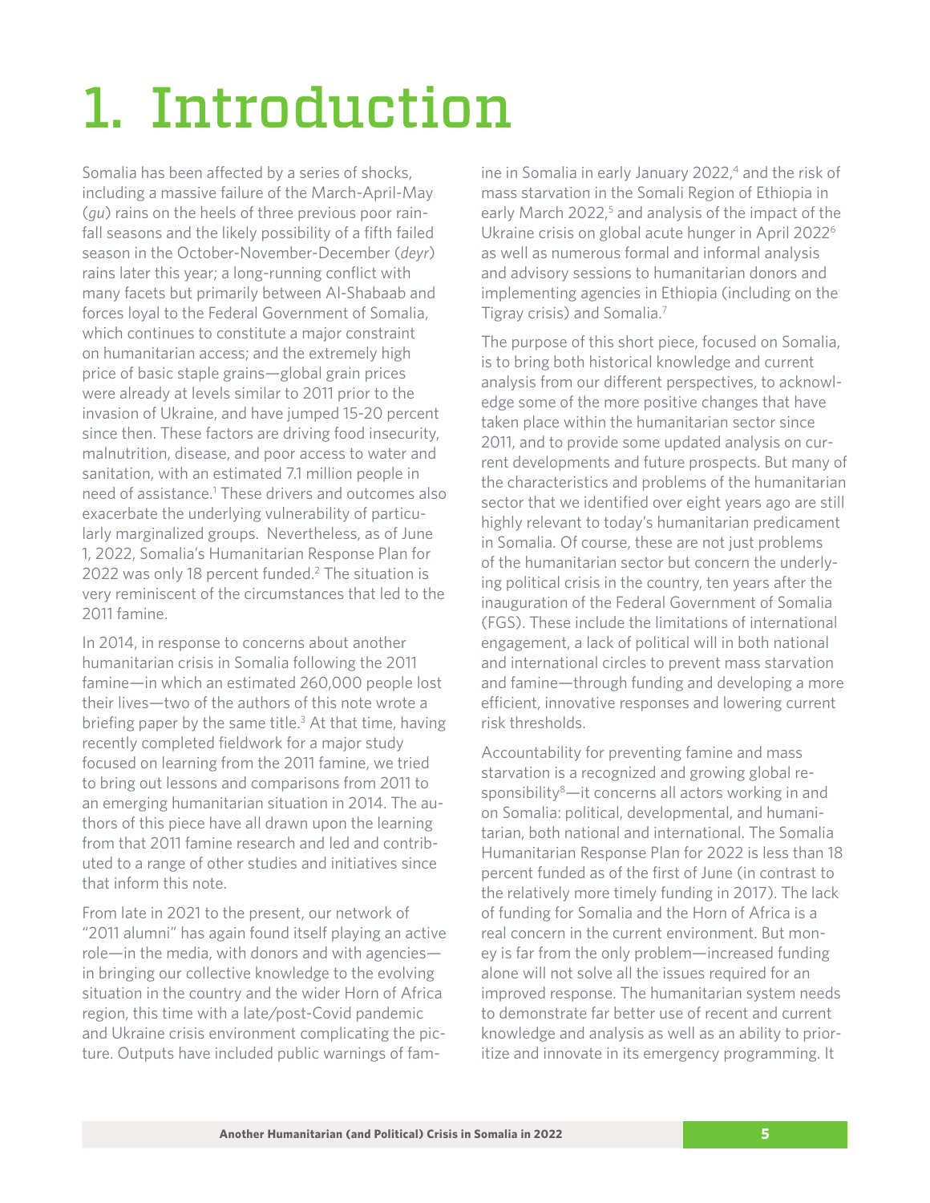# 1. Introduction

Somalia has been affected by a series of shocks, including a massive failure of the March-April-May (*gu*) rains on the heels of three previous poor rainfall seasons and the likely possibility of a fifth failed season in the October-November-December (*deyr*) rains later this year; a long-running conflict with many facets but primarily between Al-Shabaab and forces loyal to the Federal Government of Somalia, which continues to constitute a major constraint on humanitarian access; and the extremely high price of basic staple grains—global grain prices were already at levels similar to 2011 prior to the invasion of Ukraine, and have jumped 15-20 percent since then. These factors are driving food insecurity, malnutrition, disease, and poor access to water and sanitation, with an estimated 7.1 million people in need of assistance.[1] These drivers and outcomes also exacerbate the underlying vulnerability of particularly marginalized groups. Nevertheless, as of June 1, 2022, Somalia's Humanitarian Response Plan for 2022 was only 18 percent funded.[2] The situation is very reminiscent of the circumstances that led to the 2011 famine.

In 2014, in response to concerns about another humanitarian crisis in Somalia following the 2011 famine—in which an estimated 260,000 people lost their lives—two of the authors of this note wrote a briefing paper by the same title.[3] At that time, having recently completed fieldwork for a major study focused on learning from the 2011 famine, we tried to bring out lessons and comparisons from 2011 to an emerging humanitarian situation in 2014. The authors of this piece have all drawn upon the learning from that 2011 famine research and led and contributed to a range of other studies and initiatives since that inform this note.

From late in 2021 to the present, our network of "2011 alumni" has again found itself playing an active role—in the media, with donors and with agencies—in bringing our collective knowledge to the evolving situation in the country and the wider Horn of Africa region, this time with a late/post-Covid pandemic and Ukraine crisis environment complicating the picture. Outputs have included public warnings of famine in Somalia in early January 2022,[4] and the risk of mass starvation in the Somali Region of Ethiopia in early March 2022,[5] and analysis of the impact of the Ukraine crisis on global acute hunger in April 2022[6] as well as numerous formal and informal analysis and advisory sessions to humanitarian donors and implementing agencies in Ethiopia (including on the Tigray crisis) and Somalia.[7]

The purpose of this short piece, focused on Somalia, is to bring both historical knowledge and current analysis from our different perspectives, to acknowledge some of the more positive changes that have taken place within the humanitarian sector since 2011, and to provide some updated analysis on current developments and future prospects. But many of the characteristics and problems of the humanitarian sector that we identified over eight years ago are still highly relevant to today's humanitarian predicament in Somalia. Of course, these are not just problems of the humanitarian sector but concern the underlying political crisis in the country, ten years after the inauguration of the Federal Government of Somalia (FGS). These include the limitations of international engagement, a lack of political will in both national and international circles to prevent mass starvation and famine—through funding and developing a more efficient, innovative responses and lowering current risk thresholds.

Accountability for preventing famine and mass starvation is a recognized and growing global responsibility[8]—it concerns all actors working in and on Somalia: political, developmental, and humanitarian, both national and international. The Somalia Humanitarian Response Plan for 2022 is less than 18 percent funded as of the first of June (in contrast to the relatively more timely funding in 2017). The lack of funding for Somalia and the Horn of Africa is a real concern in the current environment. But money is far from the only problem—increased funding alone will not solve all the issues required for an improved response. The humanitarian system needs to demonstrate far better use of recent and current knowledge and analysis as well as an ability to prioritize and innovate in its emergency programming. It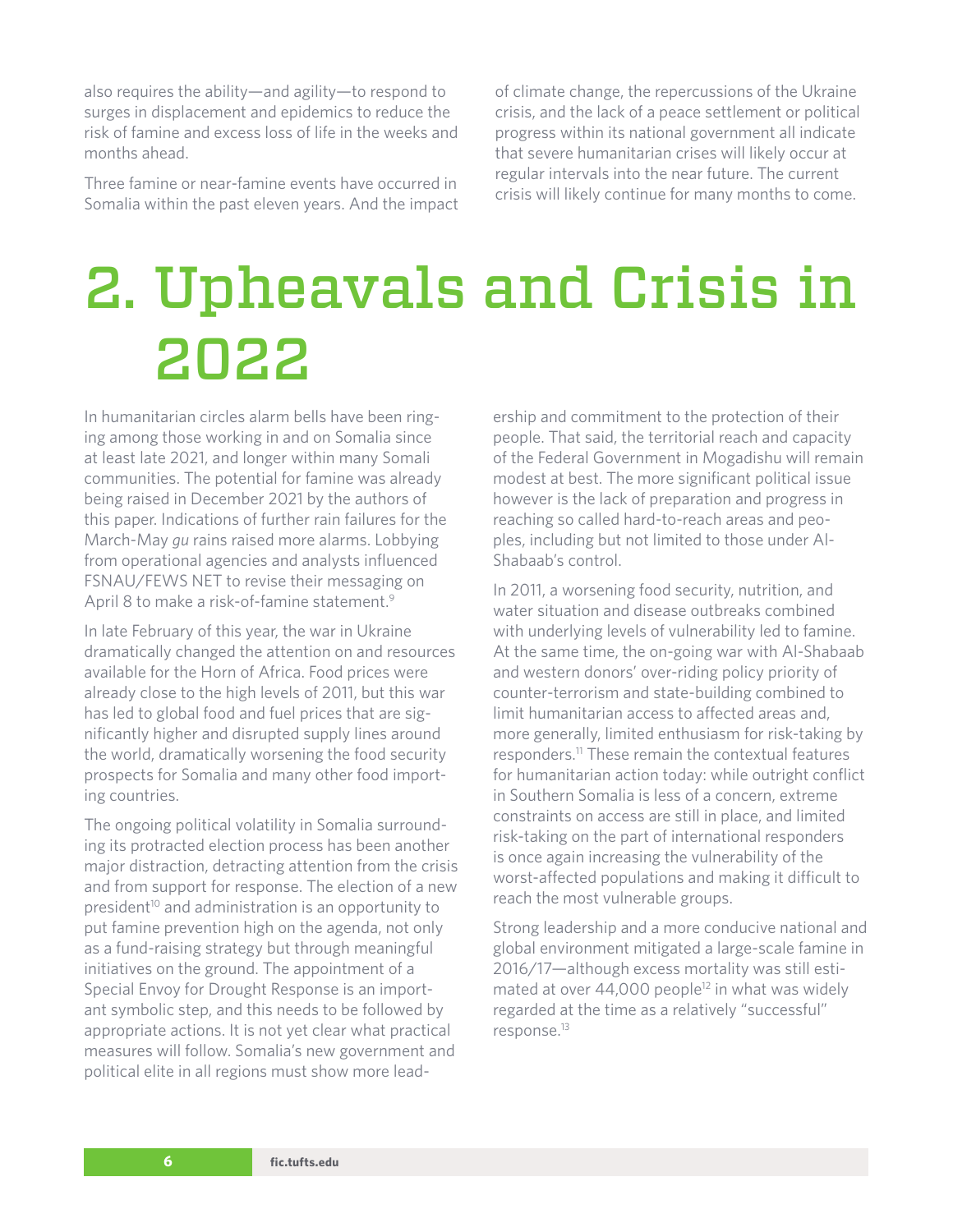also requires the ability—and agility—to respond to surges in displacement and epidemics to reduce the risk of famine and excess loss of life in the weeks and months ahead.

Three famine or near-famine events have occurred in Somalia within the past eleven years. And the impact of climate change, the repercussions of the Ukraine crisis, and the lack of a peace settlement or political progress within its national government all indicate that severe humanitarian crises will likely occur at regular intervals into the near future. The current crisis will likely continue for many months to come.

# 2. Upheavals and Crisis in 2022

In humanitarian circles alarm bells have been ringing among those working in and on Somalia since at least late 2021, and longer within many Somali communities. The potential for famine was already being raised in December 2021 by the authors of this paper. Indications of further rain failures for the March-May *gu* rains raised more alarms. Lobbying from operational agencies and analysts influenced FSNAU/FEWS NET to revise their messaging on April 8 to make a risk-of-famine statement.[9]

In late February of this year, the war in Ukraine dramatically changed the attention on and resources available for the Horn of Africa. Food prices were already close to the high levels of 2011, but this war has led to global food and fuel prices that are significantly higher and disrupted supply lines around the world, dramatically worsening the food security prospects for Somalia and many other food importing countries.

The ongoing political volatility in Somalia surrounding its protracted election process has been another major distraction, detracting attention from the crisis and from support for response. The election of a new president[10] and administration is an opportunity to put famine prevention high on the agenda, not only as a fund-raising strategy but through meaningful initiatives on the ground. The appointment of a Special Envoy for Drought Response is an important symbolic step, and this needs to be followed by appropriate actions. It is not yet clear what practical measures will follow. Somalia's new government and political elite in all regions must show more leadership and commitment to the protection of their people. That said, the territorial reach and capacity of the Federal Government in Mogadishu will remain modest at best. The more significant political issue however is the lack of preparation and progress in reaching so called hard-to-reach areas and peoples, including but not limited to those under Al-Shabaab's control.

In 2011, a worsening food security, nutrition, and water situation and disease outbreaks combined with underlying levels of vulnerability led to famine. At the same time, the on-going war with Al-Shabaab and western donors' over-riding policy priority of counter-terrorism and state-building combined to limit humanitarian access to affected areas and, more generally, limited enthusiasm for risk-taking by responders.[11] These remain the contextual features for humanitarian action today: while outright conflict in Southern Somalia is less of a concern, extreme constraints on access are still in place, and limited risk-taking on the part of international responders is once again increasing the vulnerability of the worst-affected populations and making it difficult to reach the most vulnerable groups.

Strong leadership and a more conducive national and global environment mitigated a large-scale famine in 2016/17—although excess mortality was still estimated at over 44,000 people[12] in what was widely regarded at the time as a relatively "successful" response.[13]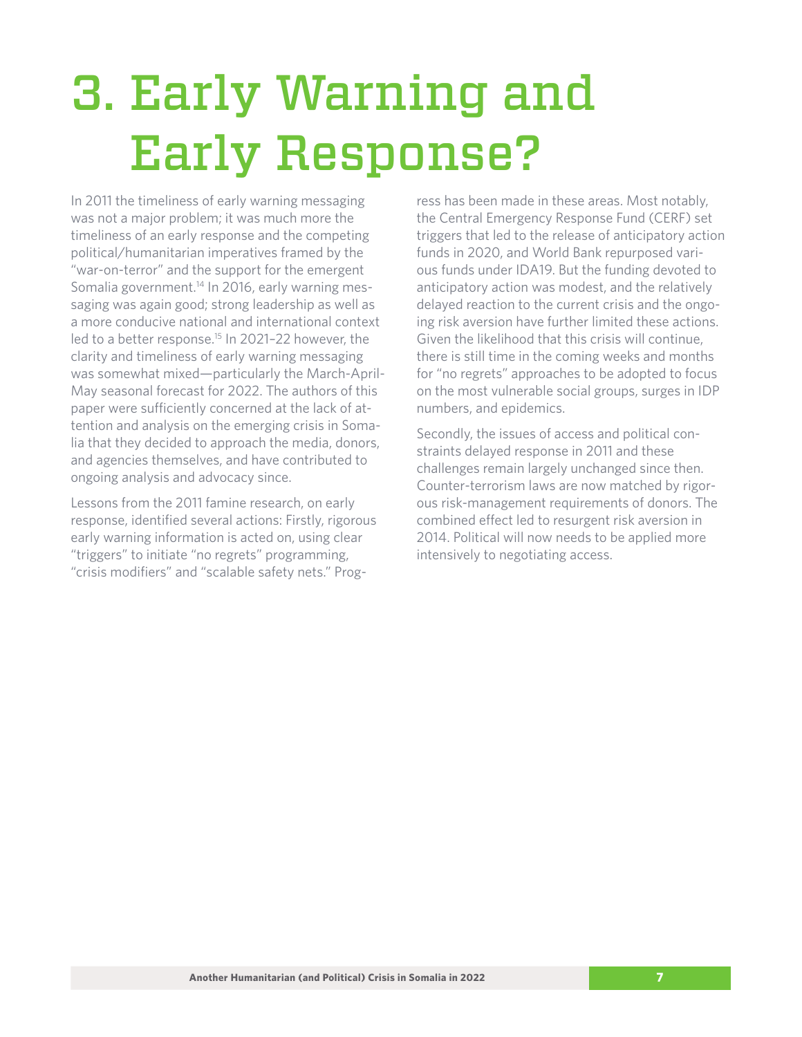# 3. Early Warning and Early Response?

In 2011 the timeliness of early warning messaging was not a major problem; it was much more the timeliness of an early response and the competing political/humanitarian imperatives framed by the "war-on-terror" and the support for the emergent Somalia government.[14] In 2016, early warning messaging was again good; strong leadership as well as a more conducive national and international context led to a better response.[15] In 2021–22 however, the clarity and timeliness of early warning messaging was somewhat mixed—particularly the March-April-May seasonal forecast for 2022. The authors of this paper were sufficiently concerned at the lack of attention and analysis on the emerging crisis in Somalia that they decided to approach the media, donors, and agencies themselves, and have contributed to ongoing analysis and advocacy since.

Lessons from the 2011 famine research, on early response, identified several actions: Firstly, rigorous early warning information is acted on, using clear "triggers" to initiate "no regrets" programming, "crisis modifiers" and "scalable safety nets." Progress has been made in these areas. Most notably, the Central Emergency Response Fund (CERF) set triggers that led to the release of anticipatory action funds in 2020, and World Bank repurposed various funds under IDA19. But the funding devoted to anticipatory action was modest, and the relatively delayed reaction to the current crisis and the ongoing risk aversion have further limited these actions. Given the likelihood that this crisis will continue, there is still time in the coming weeks and months for "no regrets" approaches to be adopted to focus on the most vulnerable social groups, surges in IDP numbers, and epidemics.

Secondly, the issues of access and political constraints delayed response in 2011 and these challenges remain largely unchanged since then. Counter-terrorism laws are now matched by rigorous risk-management requirements of donors. The combined effect led to resurgent risk aversion in 2014. Political will now needs to be applied more intensively to negotiating access.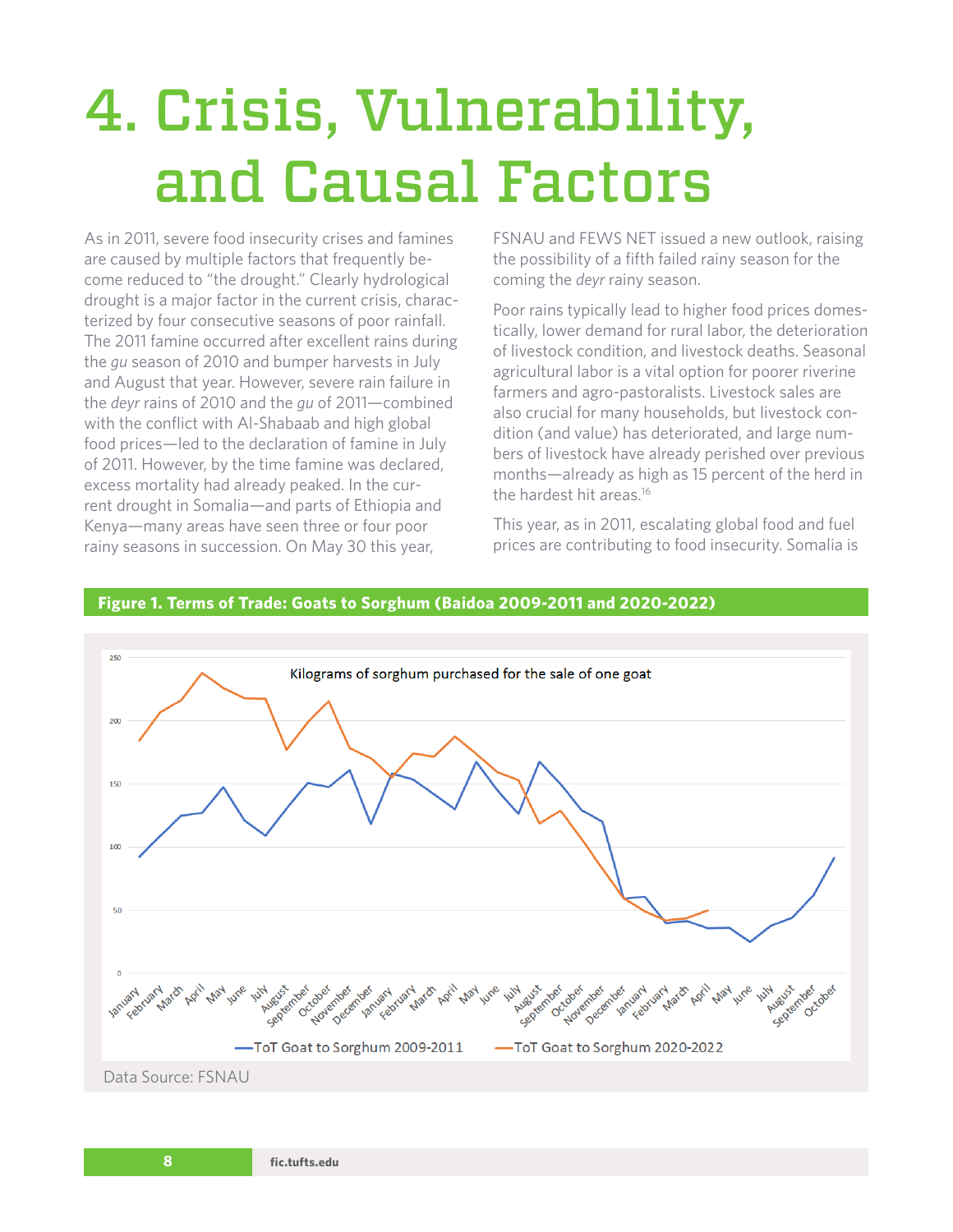# 4. Crisis, Vulnerability, and Causal Factors

As in 2011, severe food insecurity crises and famines are caused by multiple factors that frequently become reduced to "the drought." Clearly hydrological drought is a major factor in the current crisis, characterized by four consecutive seasons of poor rainfall. The 2011 famine occurred after excellent rains during the *gu* season of 2010 and bumper harvests in July and August that year. However, severe rain failure in the *deyr* rains of 2010 and the *gu* of 2011—combined with the conflict with Al-Shabaab and high global food prices—led to the declaration of famine in July of 2011. However, by the time famine was declared, excess mortality had already peaked. In the current drought in Somalia—and parts of Ethiopia and Kenya—many areas have seen three or four poor rainy seasons in succession. On May 30 this year, FSNAU and FEWS NET issued a new outlook, raising the possibility of a fifth failed rainy season for the coming the *deyr* rainy season.

Poor rains typically lead to higher food prices domestically, lower demand for rural labor, the deterioration of livestock condition, and livestock deaths. Seasonal agricultural labor is a vital option for poorer riverine farmers and agro-pastoralists. Livestock sales are also crucial for many households, but livestock condition (and value) has deteriorated, and large numbers of livestock have already perished over previous months—already as high as 15 percent of the herd in the hardest hit areas.[16]

This year, as in 2011, escalating global food and fuel prices are contributing to food insecurity. Somalia is

**Figure 1. Terms of Trade: Goats to Sorghum (Baidoa 2009-2011 and 2020-2022)**

Data Source: FSNAU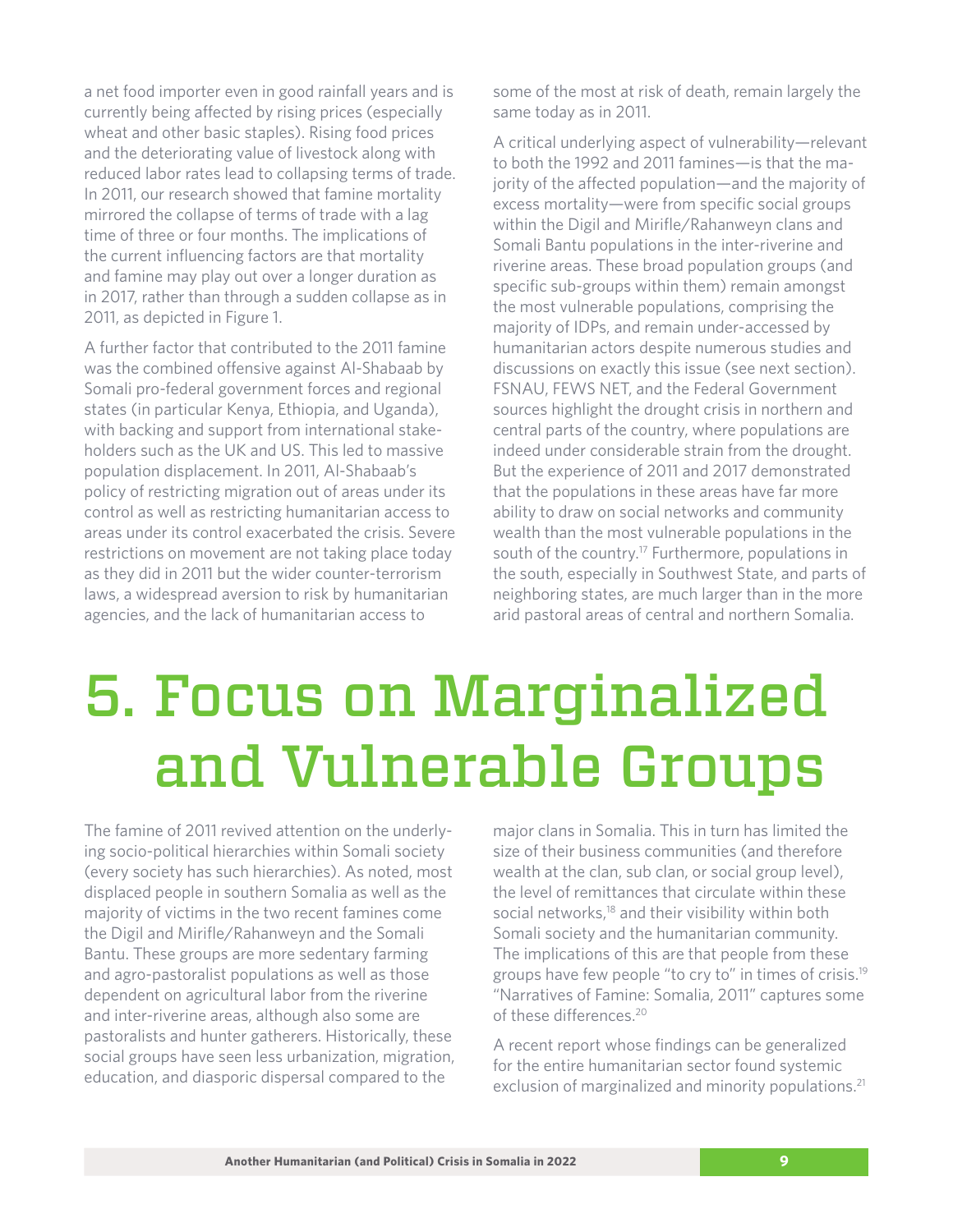a net food importer even in good rainfall years and is currently being affected by rising prices (especially wheat and other basic staples). Rising food prices and the deteriorating value of livestock along with reduced labor rates lead to collapsing terms of trade. In 2011, our research showed that famine mortality mirrored the collapse of terms of trade with a lag time of three or four months. The implications of the current influencing factors are that mortality and famine may play out over a longer duration as in 2017, rather than through a sudden collapse as in 2011, as depicted in Figure 1.

A further factor that contributed to the 2011 famine was the combined offensive against Al-Shabaab by Somali pro-federal government forces and regional states (in particular Kenya, Ethiopia, and Uganda), with backing and support from international stakeholders such as the UK and US. This led to massive population displacement. In 2011, Al-Shabaab's policy of restricting migration out of areas under its control as well as restricting humanitarian access to areas under its control exacerbated the crisis. Severe restrictions on movement are not taking place today as they did in 2011 but the wider counter-terrorism laws, a widespread aversion to risk by humanitarian agencies, and the lack of humanitarian access to some of the most at risk of death, remain largely the same today as in 2011.

A critical underlying aspect of vulnerability—relevant to both the 1992 and 2011 famines—is that the majority of the affected population—and the majority of excess mortality—were from specific social groups within the Digil and Mirifle/Rahanweyn clans and Somali Bantu populations in the inter-riverine and riverine areas. These broad population groups (and specific sub-groups within them) remain amongst the most vulnerable populations, comprising the majority of IDPs, and remain under-accessed by humanitarian actors despite numerous studies and discussions on exactly this issue (see next section). FSNAU, FEWS NET, and the Federal Government sources highlight the drought crisis in northern and central parts of the country, where populations are indeed under considerable strain from the drought. But the experience of 2011 and 2017 demonstrated that the populations in these areas have far more ability to draw on social networks and community wealth than the most vulnerable populations in the south of the country.[17] Furthermore, populations in the south, especially in Southwest State, and parts of neighboring states, are much larger than in the more arid pastoral areas of central and northern Somalia.

# 5. Focus on Marginalized and Vulnerable Groups

The famine of 2011 revived attention on the underlying socio-political hierarchies within Somali society (every society has such hierarchies). As noted, most displaced people in southern Somalia as well as the majority of victims in the two recent famines come the Digil and Mirifle/Rahanweyn and the Somali Bantu. These groups are more sedentary farming and agro-pastoralist populations as well as those dependent on agricultural labor from the riverine and inter-riverine areas, although also some are pastoralists and hunter gatherers. Historically, these social groups have seen less urbanization, migration, education, and diasporic dispersal compared to the major clans in Somalia. This in turn has limited the size of their business communities (and therefore wealth at the clan, sub clan, or social group level), the level of remittances that circulate within these social networks,[18] and their visibility within both Somali society and the humanitarian community. The implications of this are that people from these groups have few people "to cry to" in times of crisis.[19] "Narratives of Famine: Somalia, 2011" captures some of these differences.[20]

A recent report whose findings can be generalized for the entire humanitarian sector found systemic exclusion of marginalized and minority populations.[21]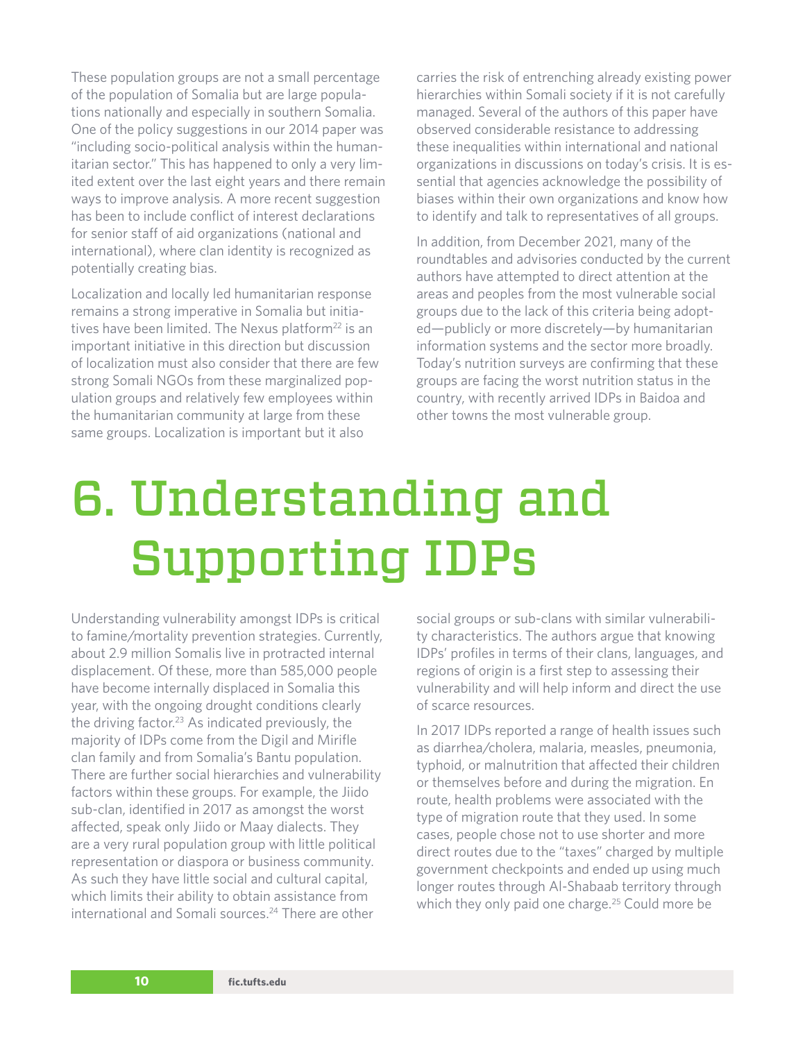These population groups are not a small percentage of the population of Somalia but are large populations nationally and especially in southern Somalia. One of the policy suggestions in our 2014 paper was "including socio-political analysis within the humanitarian sector." This has happened to only a very limited extent over the last eight years and there remain ways to improve analysis. A more recent suggestion has been to include conflict of interest declarations for senior staff of aid organizations (national and international), where clan identity is recognized as potentially creating bias.

Localization and locally led humanitarian response remains a strong imperative in Somalia but initiatives have been limited. The Nexus platform[22] is an important initiative in this direction but discussion of localization must also consider that there are few strong Somali NGOs from these marginalized population groups and relatively few employees within the humanitarian community at large from these same groups. Localization is important but it also carries the risk of entrenching already existing power hierarchies within Somali society if it is not carefully managed. Several of the authors of this paper have observed considerable resistance to addressing these inequalities within international and national organizations in discussions on today's crisis. It is essential that agencies acknowledge the possibility of biases within their own organizations and know how to identify and talk to representatives of all groups.

In addition, from December 2021, many of the roundtables and advisories conducted by the current authors have attempted to direct attention at the areas and peoples from the most vulnerable social groups due to the lack of this criteria being adopted—publicly or more discretely—by humanitarian information systems and the sector more broadly. Today's nutrition surveys are confirming that these groups are facing the worst nutrition status in the country, with recently arrived IDPs in Baidoa and other towns the most vulnerable group.

# 6. Understanding and Supporting IDPs

Understanding vulnerability amongst IDPs is critical to famine/mortality prevention strategies. Currently, about 2.9 million Somalis live in protracted internal displacement. Of these, more than 585,000 people have become internally displaced in Somalia this year, with the ongoing drought conditions clearly the driving factor.[23] As indicated previously, the majority of IDPs come from the Digil and Mirifle clan family and from Somalia's Bantu population. There are further social hierarchies and vulnerability factors within these groups. For example, the Jiido sub-clan, identified in 2017 as amongst the worst affected, speak only Jiido or Maay dialects. They are a very rural population group with little political representation or diaspora or business community. As such they have little social and cultural capital, which limits their ability to obtain assistance from international and Somali sources.[24] There are other social groups or sub-clans with similar vulnerability characteristics. The authors argue that knowing IDPs' profiles in terms of their clans, languages, and regions of origin is a first step to assessing their vulnerability and will help inform and direct the use of scarce resources.

In 2017 IDPs reported a range of health issues such as diarrhea/cholera, malaria, measles, pneumonia, typhoid, or malnutrition that affected their children or themselves before and during the migration. En route, health problems were associated with the type of migration route that they used. In some cases, people chose not to use shorter and more direct routes due to the "taxes" charged by multiple government checkpoints and ended up using much longer routes through Al-Shabaab territory through which they only paid one charge.[25] Could more be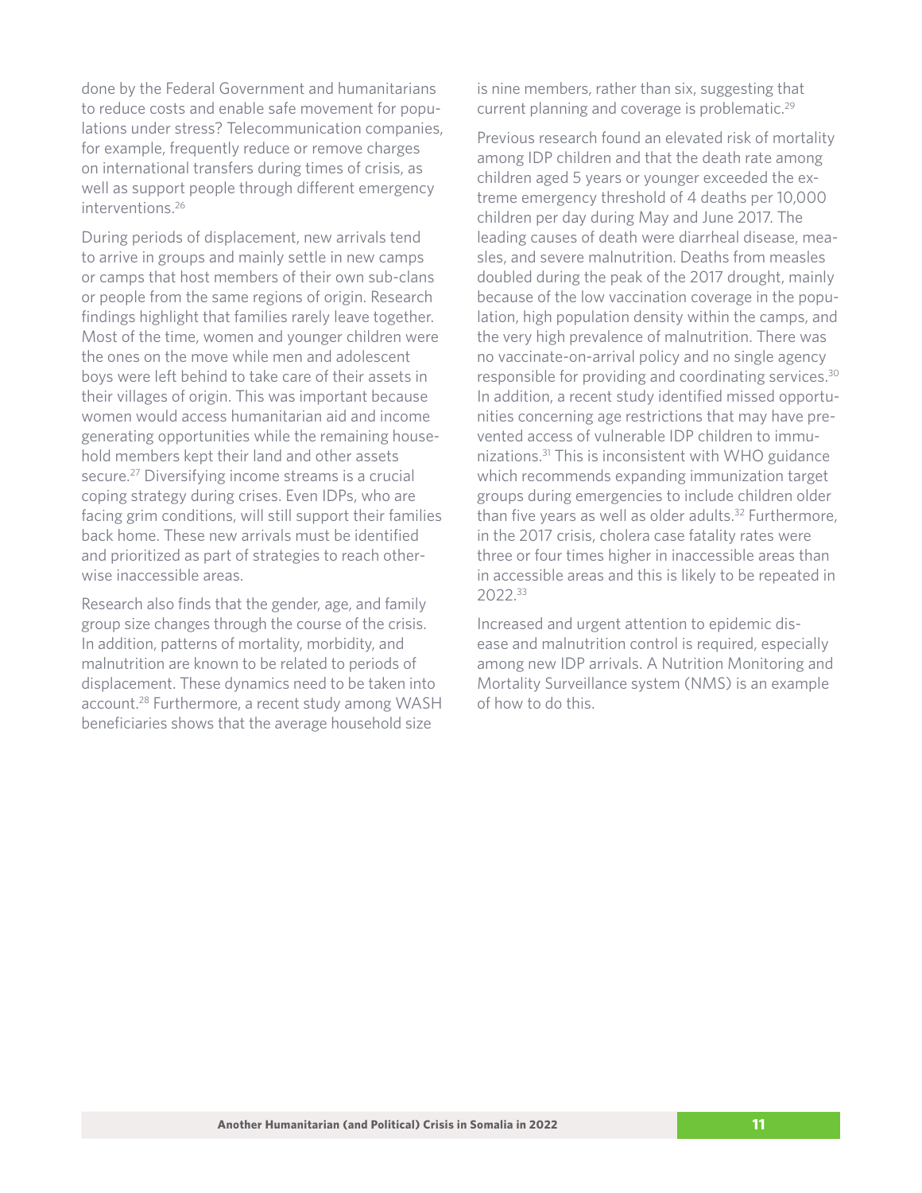done by the Federal Government and humanitarians to reduce costs and enable safe movement for populations under stress? Telecommunication companies, for example, frequently reduce or remove charges on international transfers during times of crisis, as well as support people through different emergency interventions.[26]

During periods of displacement, new arrivals tend to arrive in groups and mainly settle in new camps or camps that host members of their own sub-clans or people from the same regions of origin. Research findings highlight that families rarely leave together. Most of the time, women and younger children were the ones on the move while men and adolescent boys were left behind to take care of their assets in their villages of origin. This was important because women would access humanitarian aid and income generating opportunities while the remaining household members kept their land and other assets secure.[27] Diversifying income streams is a crucial coping strategy during crises. Even IDPs, who are facing grim conditions, will still support their families back home. These new arrivals must be identified and prioritized as part of strategies to reach otherwise inaccessible areas.

Research also finds that the gender, age, and family group size changes through the course of the crisis. In addition, patterns of mortality, morbidity, and malnutrition are known to be related to periods of displacement. These dynamics need to be taken into account.[28] Furthermore, a recent study among WASH beneficiaries shows that the average household size is nine members, rather than six, suggesting that current planning and coverage is problematic.[29]

Previous research found an elevated risk of mortality among IDP children and that the death rate among children aged 5 years or younger exceeded the extreme emergency threshold of 4 deaths per 10,000 children per day during May and June 2017. The leading causes of death were diarrheal disease, measles, and severe malnutrition. Deaths from measles doubled during the peak of the 2017 drought, mainly because of the low vaccination coverage in the population, high population density within the camps, and the very high prevalence of malnutrition. There was no vaccinate-on-arrival policy and no single agency responsible for providing and coordinating services.[30] In addition, a recent study identified missed opportunities concerning age restrictions that may have prevented access of vulnerable IDP children to immunizations.[31] This is inconsistent with WHO guidance which recommends expanding immunization target groups during emergencies to include children older than five years as well as older adults.[32] Furthermore, in the 2017 crisis, cholera case fatality rates were three or four times higher in inaccessible areas than in accessible areas and this is likely to be repeated in 2022.[33]

Increased and urgent attention to epidemic disease and malnutrition control is required, especially among new IDP arrivals. A Nutrition Monitoring and Mortality Surveillance system (NMS) is an example of how to do this.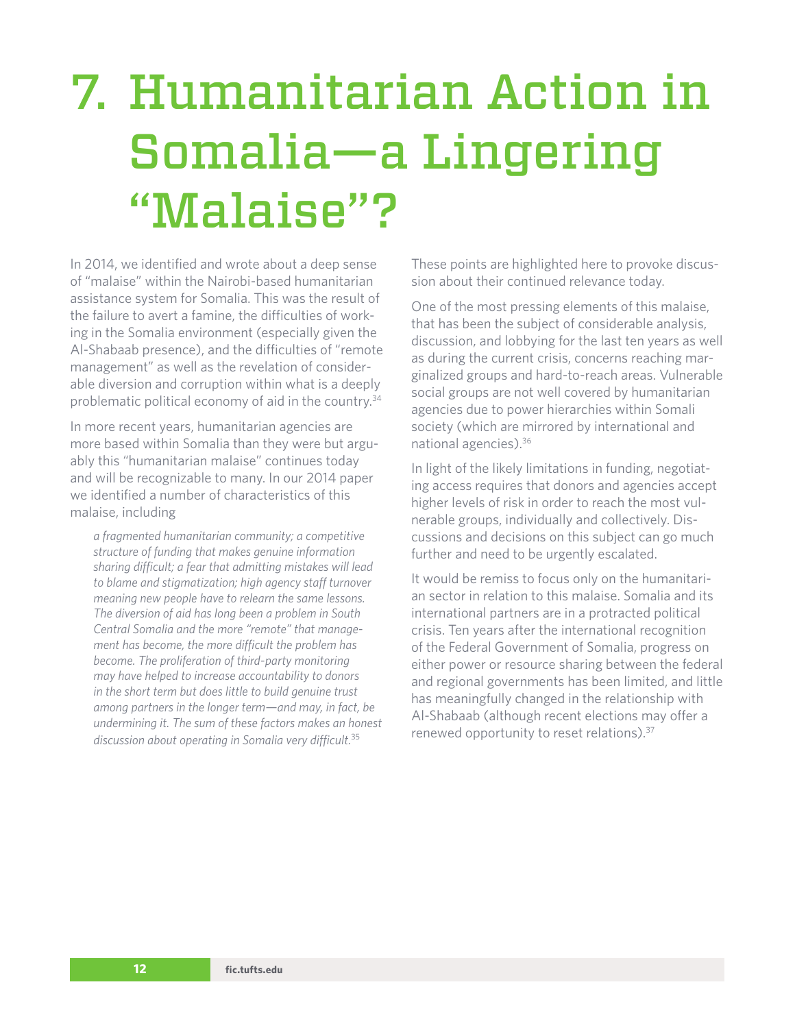# 7. Humanitarian Action in Somalia—a Lingering "Malaise"?

In 2014, we identified and wrote about a deep sense of "malaise" within the Nairobi-based humanitarian assistance system for Somalia. This was the result of the failure to avert a famine, the difficulties of working in the Somalia environment (especially given the Al-Shabaab presence), and the difficulties of "remote management" as well as the revelation of considerable diversion and corruption within what is a deeply problematic political economy of aid in the country.[34]

In more recent years, humanitarian agencies are more based within Somalia than they were but arguably this "humanitarian malaise" continues today and will be recognizable to many. In our 2014 paper we identified a number of characteristics of this malaise, including

> *a fragmented humanitarian community; a competitive structure of funding that makes genuine information sharing difficult; a fear that admitting mistakes will lead to blame and stigmatization; high agency staff turnover meaning new people have to relearn the same lessons. The diversion of aid has long been a problem in South Central Somalia and the more "remote" that management has become, the more difficult the problem has become. The proliferation of third-party monitoring may have helped to increase accountability to donors in the short term but does little to build genuine trust among partners in the longer term—and may, in fact, be undermining it. The sum of these factors makes an honest discussion about operating in Somalia very difficult.*[35]

These points are highlighted here to provoke discussion about their continued relevance today.

One of the most pressing elements of this malaise, that has been the subject of considerable analysis, discussion, and lobbying for the last ten years as well as during the current crisis, concerns reaching marginalized groups and hard-to-reach areas. Vulnerable social groups are not well covered by humanitarian agencies due to power hierarchies within Somali society (which are mirrored by international and national agencies).[36]

In light of the likely limitations in funding, negotiating access requires that donors and agencies accept higher levels of risk in order to reach the most vulnerable groups, individually and collectively. Discussions and decisions on this subject can go much further and need to be urgently escalated.

It would be remiss to focus only on the humanitarian sector in relation to this malaise. Somalia and its international partners are in a protracted political crisis. Ten years after the international recognition of the Federal Government of Somalia, progress on either power or resource sharing between the federal and regional governments has been limited, and little has meaningfully changed in the relationship with Al-Shabaab (although recent elections may offer a renewed opportunity to reset relations).[37]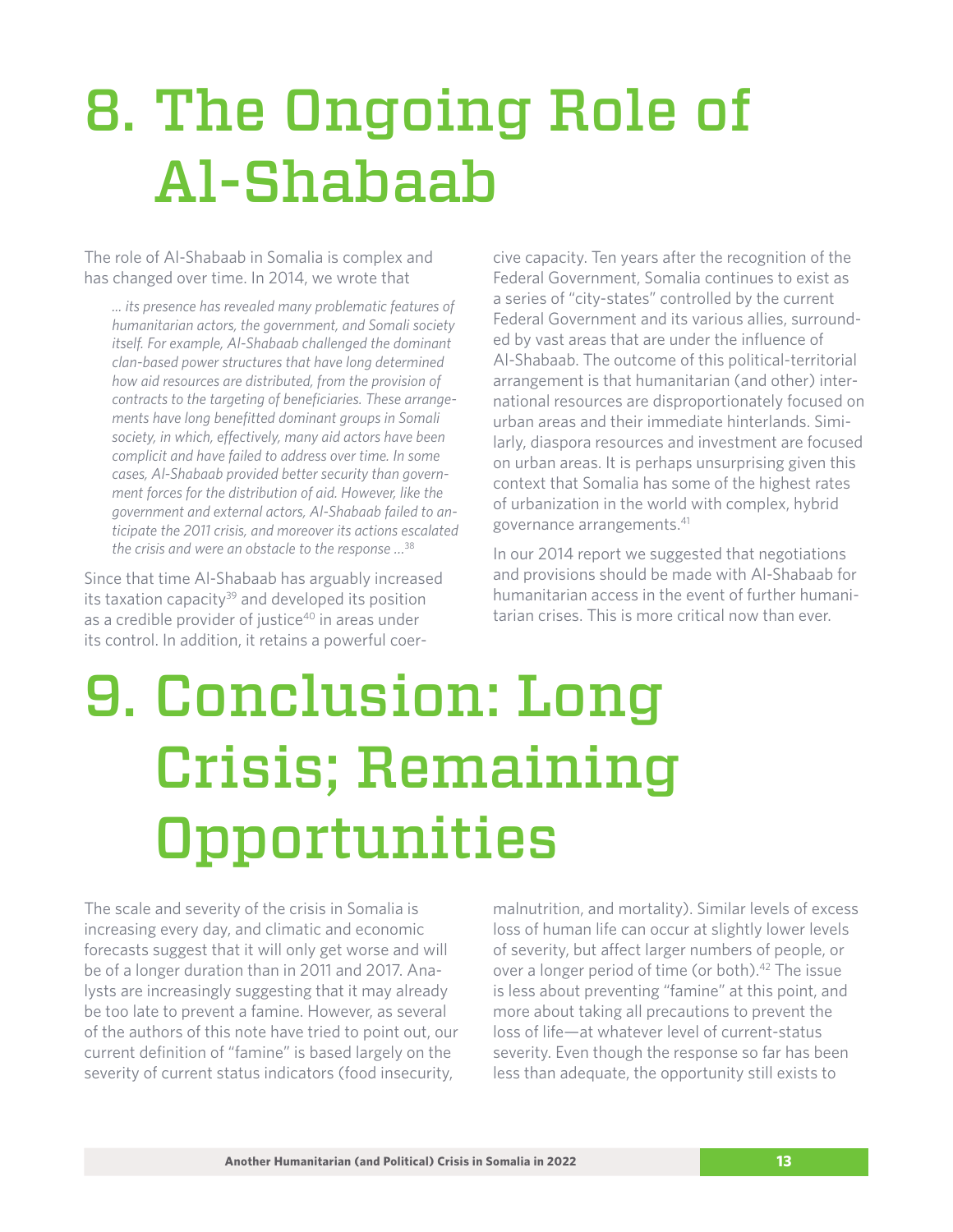# 8. The Ongoing Role of Al-Shabaab

The role of Al-Shabaab in Somalia is complex and has changed over time. In 2014, we wrote that

> *… its presence has revealed many problematic features of humanitarian actors, the government, and Somali society itself. For example, Al-Shabaab challenged the dominant clan-based power structures that have long determined how aid resources are distributed, from the provision of contracts to the targeting of beneficiaries. These arrangements have long benefitted dominant groups in Somali society, in which, effectively, many aid actors have been complicit and have failed to address over time. In some cases, Al-Shabaab provided better security than government forces for the distribution of aid. However, like the government and external actors, Al-Shabaab failed to anticipate the 2011 crisis, and moreover its actions escalated the crisis and were an obstacle to the response …*[38]

Since that time Al-Shabaab has arguably increased its taxation capacity[39] and developed its position as a credible provider of justice[40] in areas under its control. In addition, it retains a powerful coercive capacity. Ten years after the recognition of the Federal Government, Somalia continues to exist as a series of "city-states" controlled by the current Federal Government and its various allies, surrounded by vast areas that are under the influence of Al-Shabaab. The outcome of this political-territorial arrangement is that humanitarian (and other) international resources are disproportionately focused on urban areas and their immediate hinterlands. Similarly, diaspora resources and investment are focused on urban areas. It is perhaps unsurprising given this context that Somalia has some of the highest rates of urbanization in the world with complex, hybrid governance arrangements.[41]

In our 2014 report we suggested that negotiations and provisions should be made with Al-Shabaab for humanitarian access in the event of further humanitarian crises. This is more critical now than ever.

# 9. Conclusion: Long Crisis; Remaining Opportunities

The scale and severity of the crisis in Somalia is increasing every day, and climatic and economic forecasts suggest that it will only get worse and will be of a longer duration than in 2011 and 2017. Analysts are increasingly suggesting that it may already be too late to prevent a famine. However, as several of the authors of this note have tried to point out, our current definition of "famine" is based largely on the severity of current status indicators (food insecurity, malnutrition, and mortality). Similar levels of excess loss of human life can occur at slightly lower levels of severity, but affect larger numbers of people, or over a longer period of time (or both).[42] The issue is less about preventing "famine" at this point, and more about taking all precautions to prevent the loss of life—at whatever level of current-status severity. Even though the response so far has been less than adequate, the opportunity still exists to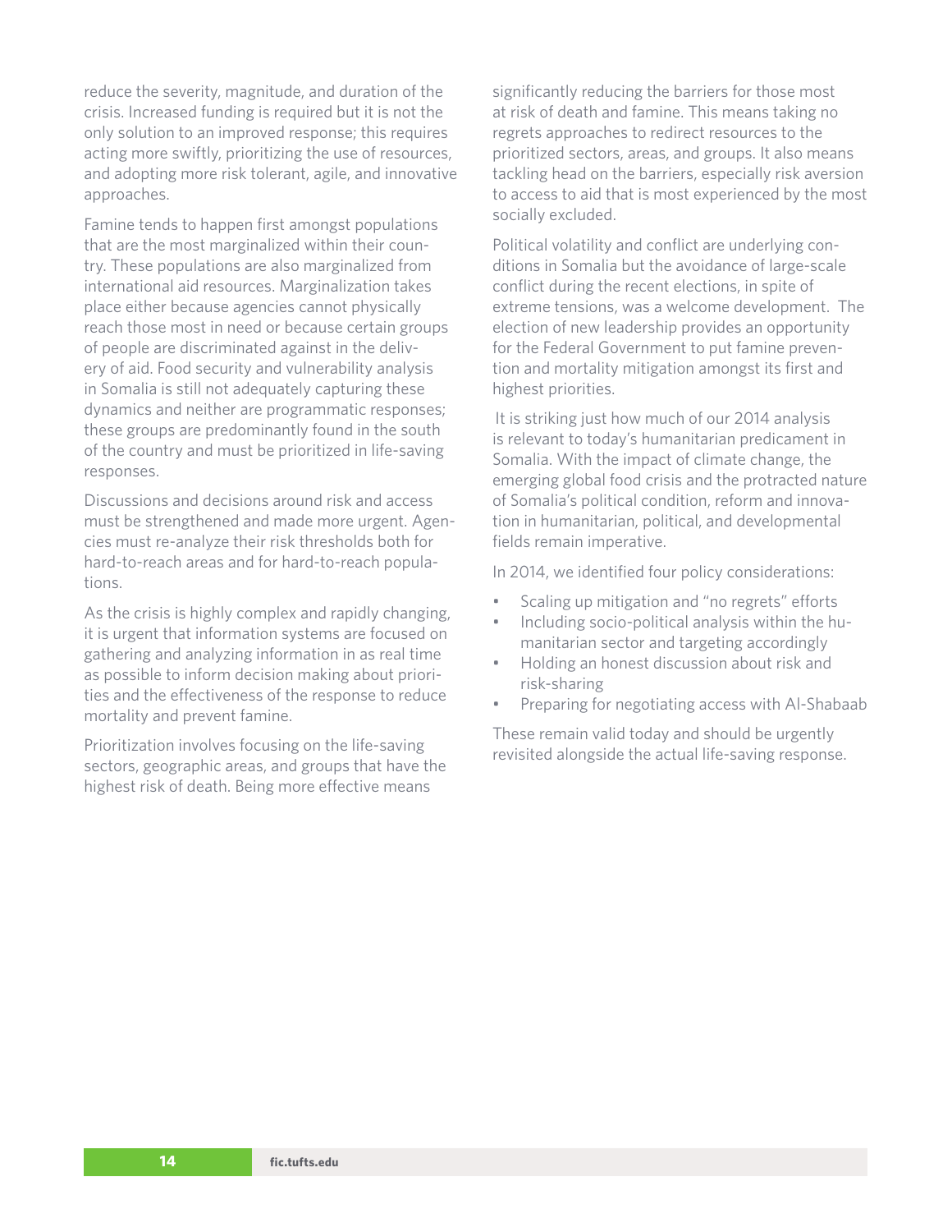reduce the severity, magnitude, and duration of the crisis. Increased funding is required but it is not the only solution to an improved response; this requires acting more swiftly, prioritizing the use of resources, and adopting more risk tolerant, agile, and innovative approaches.

Famine tends to happen first amongst populations that are the most marginalized within their country. These populations are also marginalized from international aid resources. Marginalization takes place either because agencies cannot physically reach those most in need or because certain groups of people are discriminated against in the delivery of aid. Food security and vulnerability analysis in Somalia is still not adequately capturing these dynamics and neither are programmatic responses; these groups are predominantly found in the south of the country and must be prioritized in life-saving responses.

Discussions and decisions around risk and access must be strengthened and made more urgent. Agencies must re-analyze their risk thresholds both for hard-to-reach areas and for hard-to-reach populations.

As the crisis is highly complex and rapidly changing, it is urgent that information systems are focused on gathering and analyzing information in as real time as possible to inform decision making about priorities and the effectiveness of the response to reduce mortality and prevent famine.

Prioritization involves focusing on the life-saving sectors, geographic areas, and groups that have the highest risk of death. Being more effective means significantly reducing the barriers for those most at risk of death and famine. This means taking no regrets approaches to redirect resources to the prioritized sectors, areas, and groups. It also means tackling head on the barriers, especially risk aversion to access to aid that is most experienced by the most socially excluded.

Political volatility and conflict are underlying conditions in Somalia but the avoidance of large-scale conflict during the recent elections, in spite of extreme tensions, was a welcome development. The election of new leadership provides an opportunity for the Federal Government to put famine prevention and mortality mitigation amongst its first and highest priorities.

It is striking just how much of our 2014 analysis is relevant to today's humanitarian predicament in Somalia. With the impact of climate change, the emerging global food crisis and the protracted nature of Somalia's political condition, reform and innovation in humanitarian, political, and developmental fields remain imperative.

In 2014, we identified four policy considerations:

- Scaling up mitigation and "no regrets" efforts
- Including socio-political analysis within the humanitarian sector and targeting accordingly
- Holding an honest discussion about risk and risk-sharing
- Preparing for negotiating access with Al-Shabaab

These remain valid today and should be urgently revisited alongside the actual life-saving response.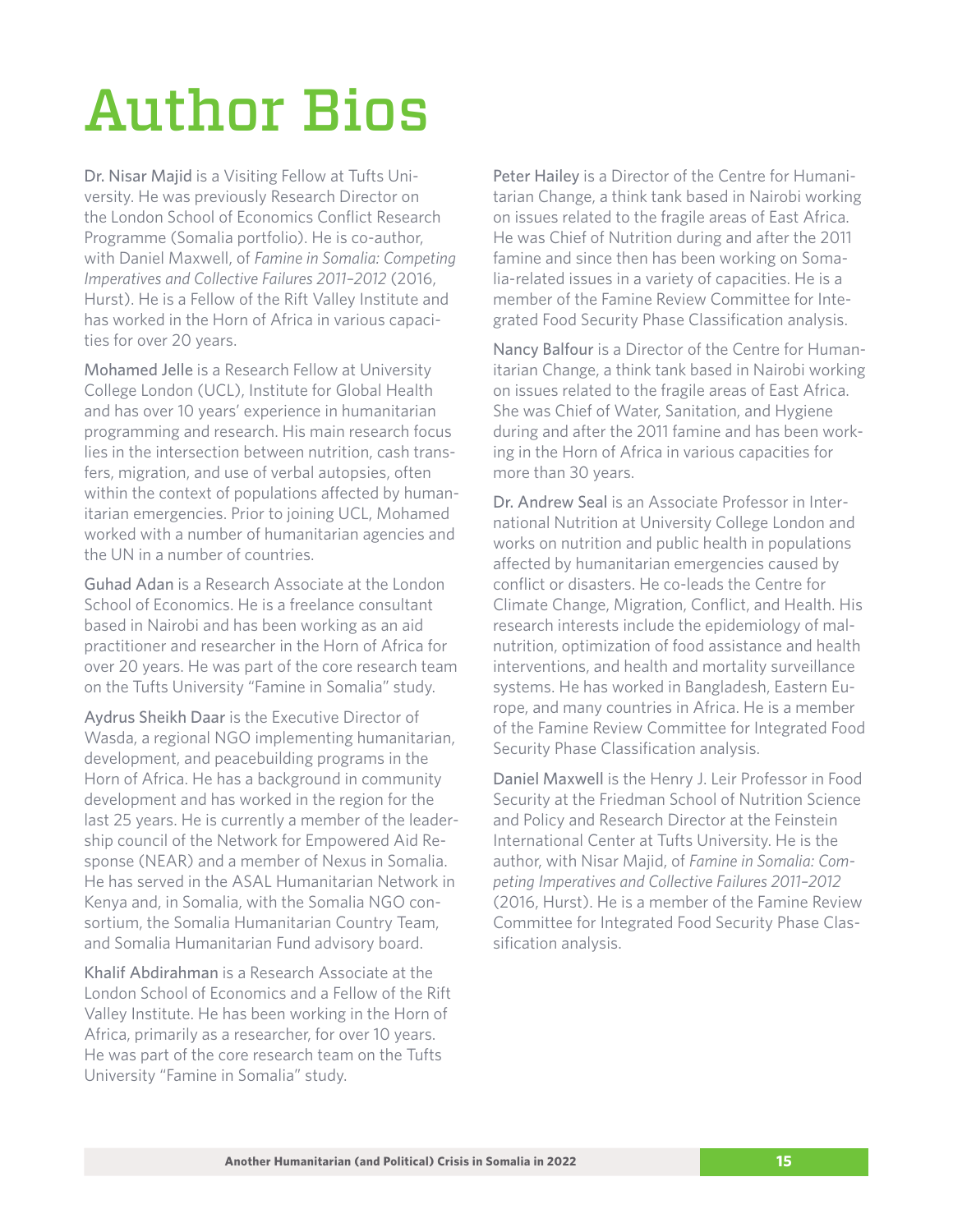# Author Bios

Dr. Nisar Majid is a Visiting Fellow at Tufts University. He was previously Research Director on the London School of Economics Conflict Research Programme (Somalia portfolio). He is co-author, with Daniel Maxwell, of *Famine in Somalia: Competing Imperatives and Collective Failures 2011–2012* (2016, Hurst). He is a Fellow of the Rift Valley Institute and has worked in the Horn of Africa in various capacities for over 20 years.

Mohamed Jelle is a Research Fellow at University College London (UCL), Institute for Global Health and has over 10 years' experience in humanitarian programming and research. His main research focus lies in the intersection between nutrition, cash transfers, migration, and use of verbal autopsies, often within the context of populations affected by humanitarian emergencies. Prior to joining UCL, Mohamed worked with a number of humanitarian agencies and the UN in a number of countries.

Guhad Adan is a Research Associate at the London School of Economics. He is a freelance consultant based in Nairobi and has been working as an aid practitioner and researcher in the Horn of Africa for over 20 years. He was part of the core research team on the Tufts University "Famine in Somalia" study.

Aydrus Sheikh Daar is the Executive Director of Wasda, a regional NGO implementing humanitarian, development, and peacebuilding programs in the Horn of Africa. He has a background in community development and has worked in the region for the last 25 years. He is currently a member of the leadership council of the Network for Empowered Aid Response (NEAR) and a member of Nexus in Somalia. He has served in the ASAL Humanitarian Network in Kenya and, in Somalia, with the Somalia NGO consortium, the Somalia Humanitarian Country Team, and Somalia Humanitarian Fund advisory board.

Khalif Abdirahman is a Research Associate at the London School of Economics and a Fellow of the Rift Valley Institute. He has been working in the Horn of Africa, primarily as a researcher, for over 10 years. He was part of the core research team on the Tufts University "Famine in Somalia" study.

Peter Hailey is a Director of the Centre for Humanitarian Change, a think tank based in Nairobi working on issues related to the fragile areas of East Africa. He was Chief of Nutrition during and after the 2011 famine and since then has been working on Somalia-related issues in a variety of capacities. He is a member of the Famine Review Committee for Integrated Food Security Phase Classification analysis.

Nancy Balfour is a Director of the Centre for Humanitarian Change, a think tank based in Nairobi working on issues related to the fragile areas of East Africa. She was Chief of Water, Sanitation, and Hygiene during and after the 2011 famine and has been working in the Horn of Africa in various capacities for more than 30 years.

Dr. Andrew Seal is an Associate Professor in International Nutrition at University College London and works on nutrition and public health in populations affected by humanitarian emergencies caused by conflict or disasters. He co-leads the Centre for Climate Change, Migration, Conflict, and Health. His research interests include the epidemiology of malnutrition, optimization of food assistance and health interventions, and health and mortality surveillance systems. He has worked in Bangladesh, Eastern Europe, and many countries in Africa. He is a member of the Famine Review Committee for Integrated Food Security Phase Classification analysis.

Daniel Maxwell is the Henry J. Leir Professor in Food Security at the Friedman School of Nutrition Science and Policy and Research Director at the Feinstein International Center at Tufts University. He is the author, with Nisar Majid, of *Famine in Somalia: Competing Imperatives and Collective Failures 2011–2012* (2016, Hurst). He is a member of the Famine Review Committee for Integrated Food Security Phase Classification analysis.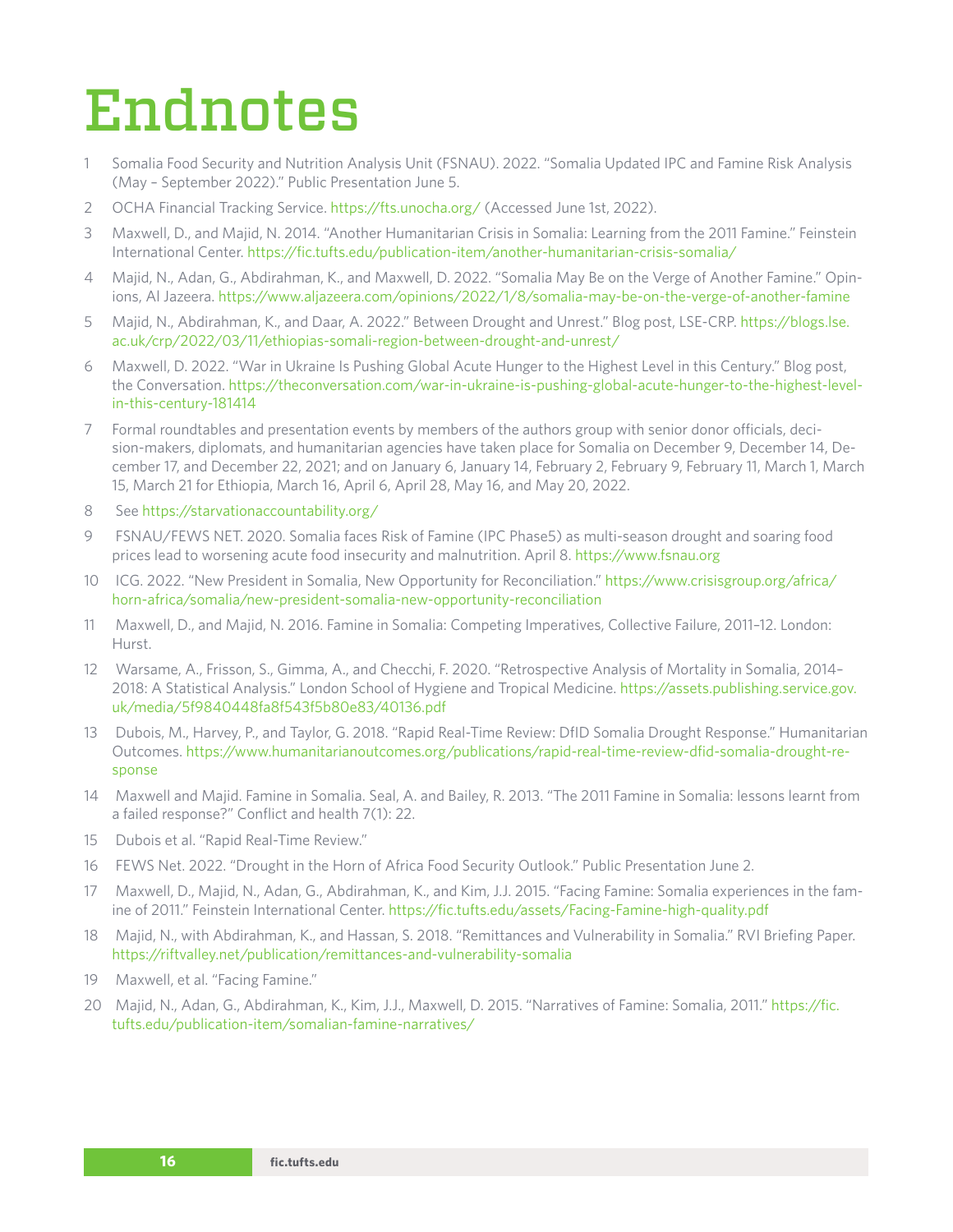# Endnotes

1. Somalia Food Security and Nutrition Analysis Unit (FSNAU). 2022. "Somalia Updated IPC and Famine Risk Analysis (May – September 2022)." Public Presentation June 5.
2. OCHA Financial Tracking Service. https://fts.unocha.org/ (Accessed June 1st, 2022).
3. Maxwell, D., and Majid, N. 2014. "Another Humanitarian Crisis in Somalia: Learning from the 2011 Famine." Feinstein International Center. https://fic.tufts.edu/publication-item/another-humanitarian-crisis-somalia/
4. Majid, N., Adan, G., Abdirahman, K., and Maxwell, D. 2022. "Somalia May Be on the Verge of Another Famine." Opinions, Al Jazeera. https://www.aljazeera.com/opinions/2022/1/8/somalia-may-be-on-the-verge-of-another-famine
5. Majid, N., Abdirahman, K., and Daar, A. 2022." Between Drought and Unrest." Blog post, LSE-CRP. https://blogs.lse.ac.uk/crp/2022/03/11/ethiopias-somali-region-between-drought-and-unrest/
6. Maxwell, D. 2022. "War in Ukraine Is Pushing Global Acute Hunger to the Highest Level in this Century." Blog post, the Conversation. https://theconversation.com/war-in-ukraine-is-pushing-global-acute-hunger-to-the-highest-level-in-this-century-181414
7. Formal roundtables and presentation events by members of the authors group with senior donor officials, decision-makers, diplomats, and humanitarian agencies have taken place for Somalia on December 9, December 14, December 17, and December 22, 2021; and on January 6, January 14, February 2, February 9, February 11, March 1, March 15, March 21 for Ethiopia, March 16, April 6, April 28, May 16, and May 20, 2022.
8. See https://starvationaccountability.org/
9. FSNAU/FEWS NET. 2020. Somalia faces Risk of Famine (IPC Phase5) as multi-season drought and soaring food prices lead to worsening acute food insecurity and malnutrition. April 8. https://www.fsnau.org
10. ICG. 2022. "New President in Somalia, New Opportunity for Reconciliation." https://www.crisisgroup.org/africa/horn-africa/somalia/new-president-somalia-new-opportunity-reconciliation
11. Maxwell, D., and Majid, N. 2016. Famine in Somalia: Competing Imperatives, Collective Failure, 2011–12. London: Hurst.
12. Warsame, A., Frisson, S., Gimma, A., and Checchi, F. 2020. "Retrospective Analysis of Mortality in Somalia, 2014–2018: A Statistical Analysis." London School of Hygiene and Tropical Medicine. https://assets.publishing.service.gov.uk/media/5f9840448fa8f543f5b80e83/40136.pdf
13. Dubois, M., Harvey, P., and Taylor, G. 2018. "Rapid Real-Time Review: DfID Somalia Drought Response." Humanitarian Outcomes. https://www.humanitarianoutcomes.org/publications/rapid-real-time-review-dfid-somalia-drought-response
14. Maxwell and Majid. Famine in Somalia. Seal, A. and Bailey, R. 2013. "The 2011 Famine in Somalia: lessons learnt from a failed response?" Conflict and health 7(1): 22.
15. Dubois et al. "Rapid Real-Time Review."
16. FEWS Net. 2022. "Drought in the Horn of Africa Food Security Outlook." Public Presentation June 2.
17. Maxwell, D., Majid, N., Adan, G., Abdirahman, K., and Kim, J.J. 2015. "Facing Famine: Somalia experiences in the famine of 2011." Feinstein International Center. https://fic.tufts.edu/assets/Facing-Famine-high-quality.pdf
18. Majid, N., with Abdirahman, K., and Hassan, S. 2018. "Remittances and Vulnerability in Somalia." RVI Briefing Paper. https://riftvalley.net/publication/remittances-and-vulnerability-somalia
19. Maxwell, et al. "Facing Famine."
20. Majid, N., Adan, G., Abdirahman, K., Kim, J.J., Maxwell, D. 2015. "Narratives of Famine: Somalia, 2011." https://fic.tufts.edu/publication-item/somalian-famine-narratives/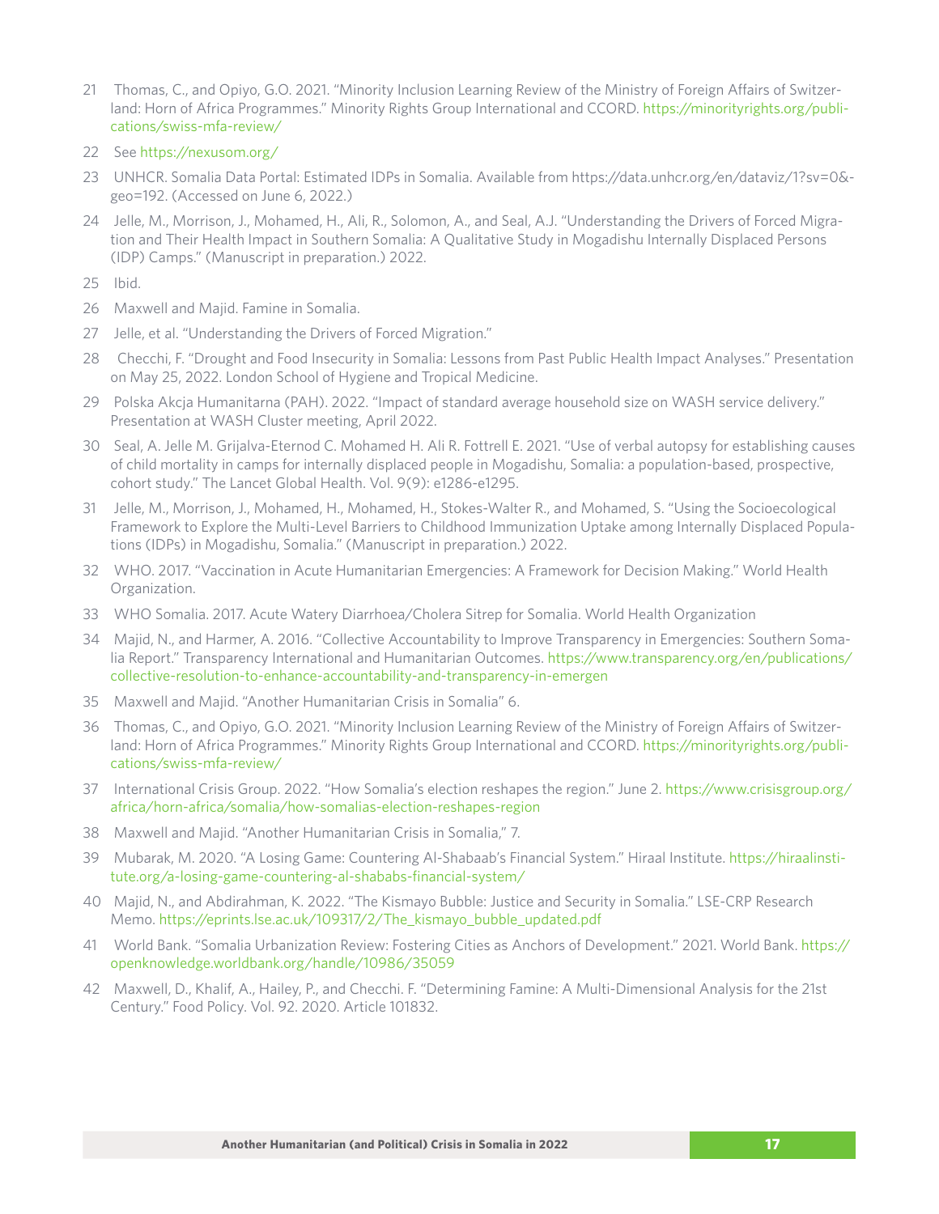21 Thomas, C., and Opiyo, G.O. 2021. "Minority Inclusion Learning Review of the Ministry of Foreign Affairs of Switzerland: Horn of Africa Programmes." Minority Rights Group International and CCORD. https://minorityrights.org/publications/swiss-mfa-review/

22 See https://nexusom.org/

23 UNHCR. Somalia Data Portal: Estimated IDPs in Somalia. Available from https://data.unhcr.org/en/dataviz/1?sv=0&geo=192. (Accessed on June 6, 2022.)

24 Jelle, M., Morrison, J., Mohamed, H., Ali, R., Solomon, A., and Seal, A.J. "Understanding the Drivers of Forced Migration and Their Health Impact in Southern Somalia: A Qualitative Study in Mogadishu Internally Displaced Persons (IDP) Camps." (Manuscript in preparation.) 2022.

25 Ibid.

26 Maxwell and Majid. Famine in Somalia.

27 Jelle, et al. "Understanding the Drivers of Forced Migration."

28 Checchi, F. "Drought and Food Insecurity in Somalia: Lessons from Past Public Health Impact Analyses." Presentation on May 25, 2022. London School of Hygiene and Tropical Medicine.

29 Polska Akcja Humanitarna (PAH). 2022. "Impact of standard average household size on WASH service delivery." Presentation at WASH Cluster meeting, April 2022.

30 Seal, A. Jelle M. Grijalva-Eternod C. Mohamed H. Ali R. Fottrell E. 2021. "Use of verbal autopsy for establishing causes of child mortality in camps for internally displaced people in Mogadishu, Somalia: a population-based, prospective, cohort study." The Lancet Global Health. Vol. 9(9): e1286-e1295.

31 Jelle, M., Morrison, J., Mohamed, H., Mohamed, H., Stokes-Walter R., and Mohamed, S. "Using the Socioecological Framework to Explore the Multi-Level Barriers to Childhood Immunization Uptake among Internally Displaced Populations (IDPs) in Mogadishu, Somalia." (Manuscript in preparation.) 2022.

32 WHO. 2017. "Vaccination in Acute Humanitarian Emergencies: A Framework for Decision Making." World Health Organization.

33 WHO Somalia. 2017. Acute Watery Diarrhoea/Cholera Sitrep for Somalia. World Health Organization

34 Majid, N., and Harmer, A. 2016. "Collective Accountability to Improve Transparency in Emergencies: Southern Somalia Report." Transparency International and Humanitarian Outcomes. https://www.transparency.org/en/publications/collective-resolution-to-enhance-accountability-and-transparency-in-emergen

35 Maxwell and Majid. "Another Humanitarian Crisis in Somalia" 6.

36 Thomas, C., and Opiyo, G.O. 2021. "Minority Inclusion Learning Review of the Ministry of Foreign Affairs of Switzerland: Horn of Africa Programmes." Minority Rights Group International and CCORD. https://minorityrights.org/publications/swiss-mfa-review/

37 International Crisis Group. 2022. "How Somalia's election reshapes the region." June 2. https://www.crisisgroup.org/africa/horn-africa/somalia/how-somalias-election-reshapes-region

38 Maxwell and Majid. "Another Humanitarian Crisis in Somalia," 7.

39 Mubarak, M. 2020. "A Losing Game: Countering Al-Shabaab's Financial System." Hiraal Institute. https://hiraalinstitute.org/a-losing-game-countering-al-shababs-financial-system/

40 Majid, N., and Abdirahman, K. 2022. "The Kismayo Bubble: Justice and Security in Somalia." LSE-CRP Research Memo. https://eprints.lse.ac.uk/109317/2/The_kismayo_bubble_updated.pdf

41 World Bank. "Somalia Urbanization Review: Fostering Cities as Anchors of Development." 2021. World Bank. https://openknowledge.worldbank.org/handle/10986/35059

42 Maxwell, D., Khalif, A., Hailey, P., and Checchi. F. "Determining Famine: A Multi-Dimensional Analysis for the 21st Century." Food Policy. Vol. 92. 2020. Article 101832.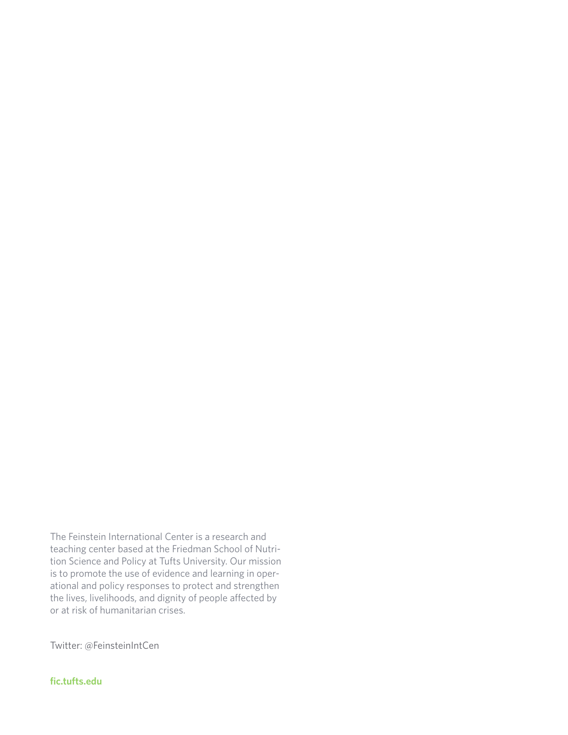The Feinstein International Center is a research and teaching center based at the Friedman School of Nutrition Science and Policy at Tufts University. Our mission is to promote the use of evidence and learning in operational and policy responses to protect and strengthen the lives, livelihoods, and dignity of people affected by or at risk of humanitarian crises.

Twitter: @FeinsteinIntCen

**fic.tufts.edu**